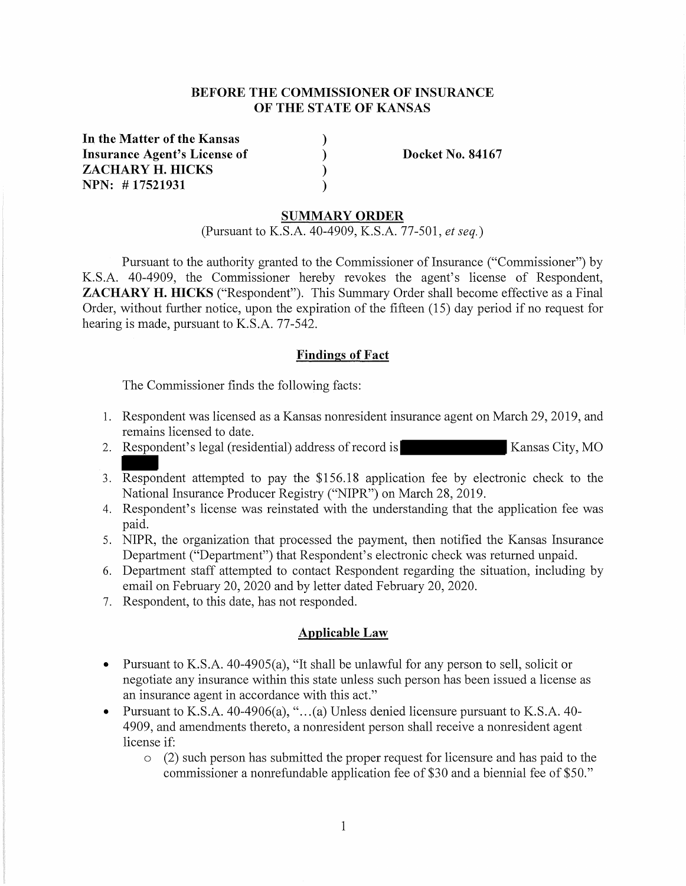**BEFORE THE COMMISSIONER OF INSURANCE**
**OF THE STATE OF KANSAS**

| | | |
|---|---|---|
| **In the Matter of the Kansas** | ) | |
| **Insurance Agent's License of** | ) | **Docket No. 84167** |
| **ZACHARY H. HICKS** | ) | |
| **NPN: # 17521931** | ) | |

## SUMMARY ORDER

(Pursuant to K.S.A. 40-4909, K.S.A. 77-501, *et seq.*)

Pursuant to the authority granted to the Commissioner of Insurance ("Commissioner") by K.S.A. 40-4909, the Commissioner hereby revokes the agent's license of Respondent, **ZACHARY H. HICKS** ("Respondent"). This Summary Order shall become effective as a Final Order, without further notice, upon the expiration of the fifteen (15) day period if no request for hearing is made, pursuant to K.S.A. 77-542.

### Findings of Fact

The Commissioner finds the following facts:

1. Respondent was licensed as a Kansas nonresident insurance agent on March 29, 2019, and remains licensed to date.
2. Respondent's legal (residential) address of record is [REDACTED] Kansas City, MO [REDACTED]
3. Respondent attempted to pay the $156.18 application fee by electronic check to the National Insurance Producer Registry ("NIPR") on March 28, 2019.
4. Respondent's license was reinstated with the understanding that the application fee was paid.
5. NIPR, the organization that processed the payment, then notified the Kansas Insurance Department ("Department") that Respondent's electronic check was returned unpaid.
6. Department staff attempted to contact Respondent regarding the situation, including by email on February 20, 2020 and by letter dated February 20, 2020.
7. Respondent, to this date, has not responded.

### Applicable Law

- Pursuant to K.S.A. 40-4905(a), "It shall be unlawful for any person to sell, solicit or negotiate any insurance within this state unless such person has been issued a license as an insurance agent in accordance with this act."
- Pursuant to K.S.A. 40-4906(a), "…(a) Unless denied licensure pursuant to K.S.A. 40-4909, and amendments thereto, a nonresident person shall receive a nonresident agent license if:
  - (2) such person has submitted the proper request for licensure and has paid to the commissioner a nonrefundable application fee of $30 and a biennial fee of $50."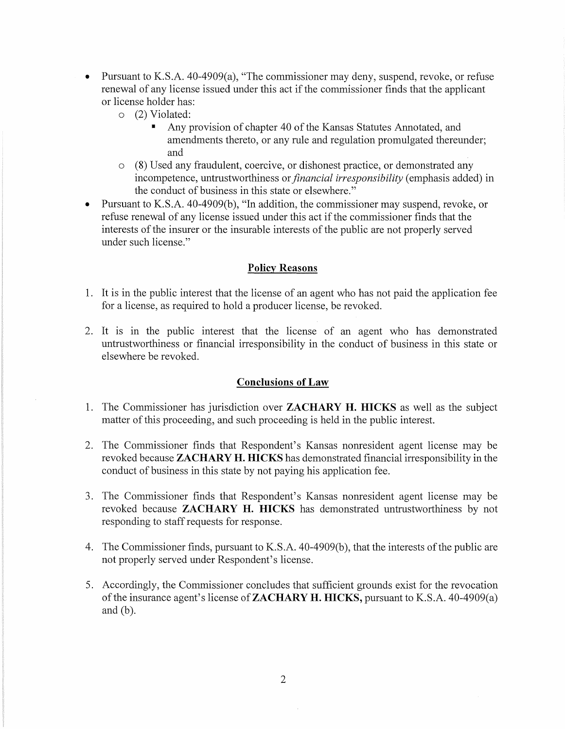- Pursuant to K.S.A. 40-4909(a), "The commissioner may deny, suspend, revoke, or refuse renewal of any license issued under this act if the commissioner finds that the applicant or license holder has:
  - (2) Violated:
    - Any provision of chapter 40 of the Kansas Statutes Annotated, and amendments thereto, or any rule and regulation promulgated thereunder; and
  - (8) Used any fraudulent, coercive, or dishonest practice, or demonstrated any incompetence, untrustworthiness or *financial irresponsibility* (emphasis added) in the conduct of business in this state or elsewhere."
- Pursuant to K.S.A. 40-4909(b), "In addition, the commissioner may suspend, revoke, or refuse renewal of any license issued under this act if the commissioner finds that the interests of the insurer or the insurable interests of the public are not properly served under such license."

## Policy Reasons

1. It is in the public interest that the license of an agent who has not paid the application fee for a license, as required to hold a producer license, be revoked.

2. It is in the public interest that the license of an agent who has demonstrated untrustworthiness or financial irresponsibility in the conduct of business in this state or elsewhere be revoked.

## Conclusions of Law

1. The Commissioner has jurisdiction over **ZACHARY H. HICKS** as well as the subject matter of this proceeding, and such proceeding is held in the public interest.

2. The Commissioner finds that Respondent's Kansas nonresident agent license may be revoked because **ZACHARY H. HICKS** has demonstrated financial irresponsibility in the conduct of business in this state by not paying his application fee.

3. The Commissioner finds that Respondent's Kansas nonresident agent license may be revoked because **ZACHARY H. HICKS** has demonstrated untrustworthiness by not responding to staff requests for response.

4. The Commissioner finds, pursuant to K.S.A. 40-4909(b), that the interests of the public are not properly served under Respondent's license.

5. Accordingly, the Commissioner concludes that sufficient grounds exist for the revocation of the insurance agent's license of **ZACHARY H. HICKS,** pursuant to K.S.A. 40-4909(a) and (b).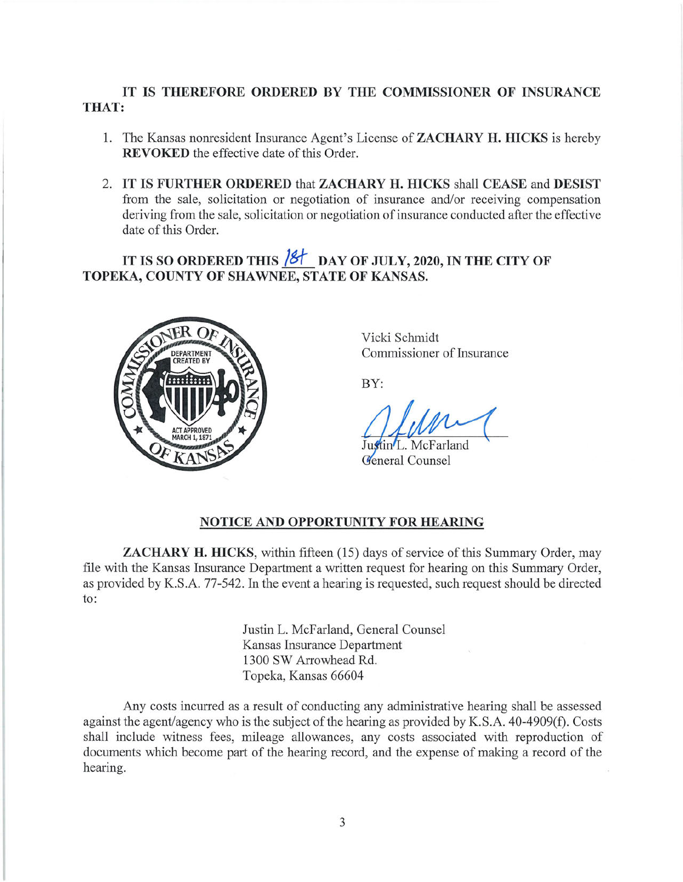**IT IS THEREFORE ORDERED BY THE COMMISSIONER OF INSURANCE THAT:**

1. The Kansas nonresident Insurance Agent's License of **ZACHARY H. HICKS** is hereby **REVOKED** the effective date of this Order.

2. **IT IS FURTHER ORDERED** that **ZACHARY H. HICKS** shall **CEASE** and **DESIST** from the sale, solicitation or negotiation of insurance and/or receiving compensation deriving from the sale, solicitation or negotiation of insurance conducted after the effective date of this Order.

**IT IS SO ORDERED THIS 18th DAY OF JULY, 2020, IN THE CITY OF TOPEKA, COUNTY OF SHAWNEE, STATE OF KANSAS.**

Vicki Schmidt
Commissioner of Insurance

BY:

Justin L. McFarland
General Counsel

## NOTICE AND OPPORTUNITY FOR HEARING

**ZACHARY H. HICKS**, within fifteen (15) days of service of this Summary Order, may file with the Kansas Insurance Department a written request for hearing on this Summary Order, as provided by K.S.A. 77-542. In the event a hearing is requested, such request should be directed to:

> Justin L. McFarland, General Counsel
> Kansas Insurance Department
> 1300 SW Arrowhead Rd.
> Topeka, Kansas 66604

Any costs incurred as a result of conducting any administrative hearing shall be assessed against the agent/agency who is the subject of the hearing as provided by K.S.A. 40-4909(f). Costs shall include witness fees, mileage allowances, any costs associated with reproduction of documents which become part of the hearing record, and the expense of making a record of the hearing.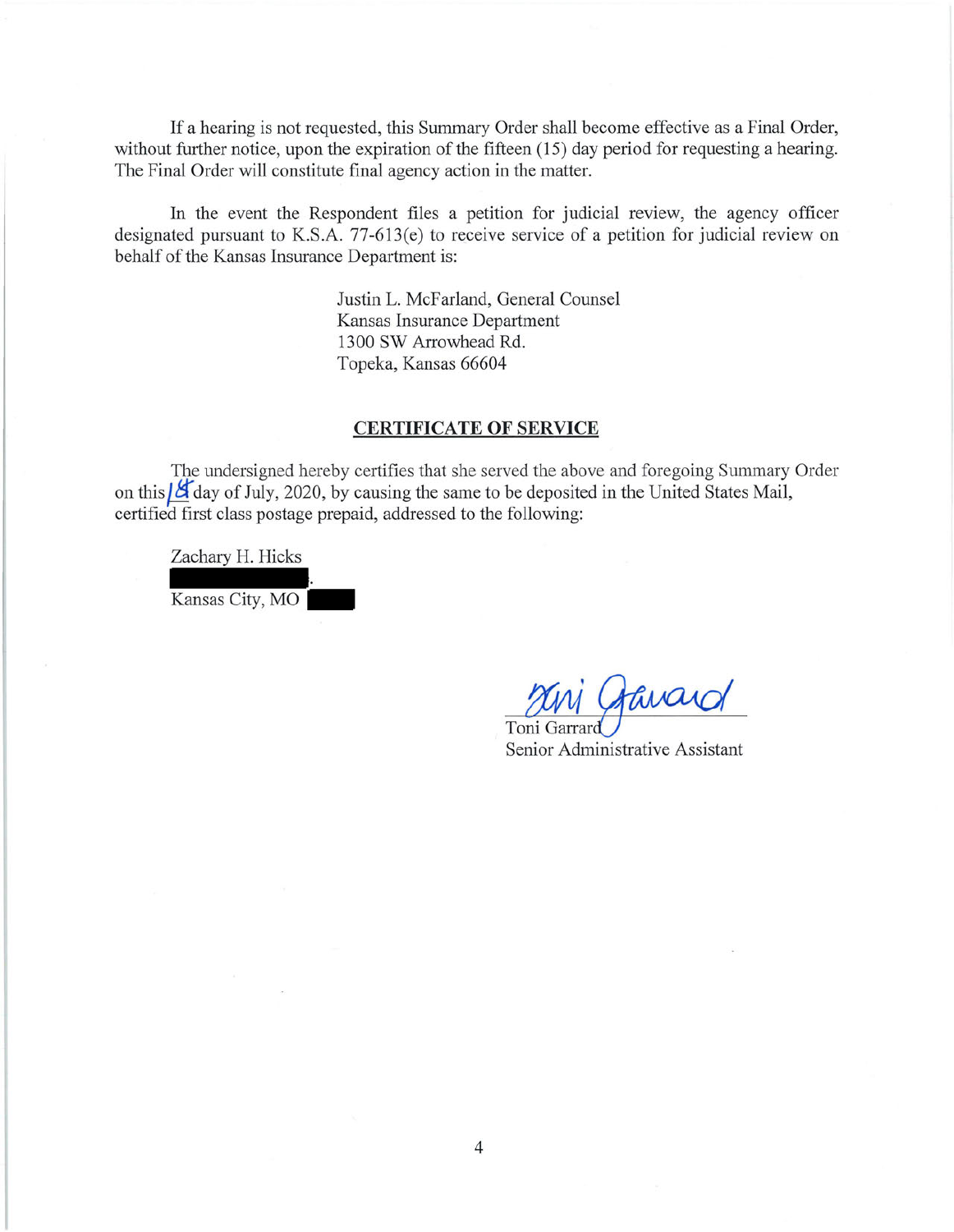If a hearing is not requested, this Summary Order shall become effective as a Final Order, without further notice, upon the expiration of the fifteen (15) day period for requesting a hearing. The Final Order will constitute final agency action in the matter.

In the event the Respondent files a petition for judicial review, the agency officer designated pursuant to K.S.A. 77-613(e) to receive service of a petition for judicial review on behalf of the Kansas Insurance Department is:

> Justin L. McFarland, General Counsel
> Kansas Insurance Department
> 1300 SW Arrowhead Rd.
> Topeka, Kansas 66604

## CERTIFICATE OF SERVICE

The undersigned hereby certifies that she served the above and foregoing Summary Order on this 18 day of July, 2020, by causing the same to be deposited in the United States Mail, certified first class postage prepaid, addressed to the following:

Zachary H. Hicks
[REDACTED].
Kansas City, MO [REDACTED]

Toni Garrard
Toni Garrard
Senior Administrative Assistant